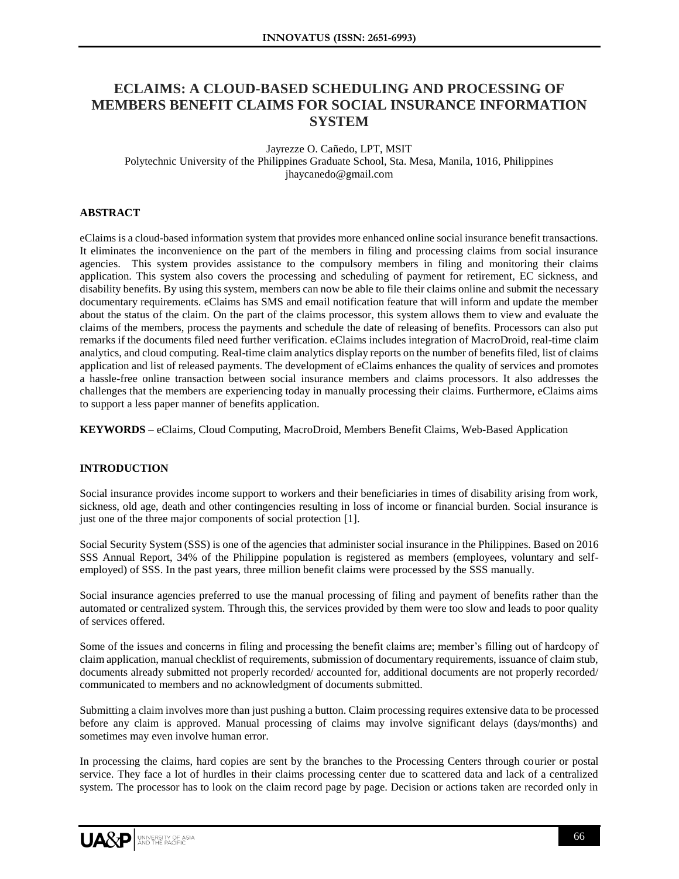# ECLAIMS: A CLOUD-BASED SCHEDULING AND PROCESSING OF MEMBERS BENEFIT CLAIMS FOR SOCIAL INSURANCE INFORMATION SYSTEM

Jayrezze O. Cañedo, LPT, MSIT
Polytechnic University of the Philippines Graduate School, Sta. Mesa, Manila, 1016, Philippines
jhaycanedo@gmail.com

## ABSTRACT

eClaims is a cloud-based information system that provides more enhanced online social insurance benefit transactions. It eliminates the inconvenience on the part of the members in filing and processing claims from social insurance agencies. This system provides assistance to the compulsory members in filing and monitoring their claims application. This system also covers the processing and scheduling of payment for retirement, EC sickness, and disability benefits. By using this system, members can now be able to file their claims online and submit the necessary documentary requirements. eClaims has SMS and email notification feature that will inform and update the member about the status of the claim. On the part of the claims processor, this system allows them to view and evaluate the claims of the members, process the payments and schedule the date of releasing of benefits. Processors can also put remarks if the documents filed need further verification. eClaims includes integration of MacroDroid, real-time claim analytics, and cloud computing. Real-time claim analytics display reports on the number of benefits filed, list of claims application and list of released payments. The development of eClaims enhances the quality of services and promotes a hassle-free online transaction between social insurance members and claims processors. It also addresses the challenges that the members are experiencing today in manually processing their claims. Furthermore, eClaims aims to support a less paper manner of benefits application.

**KEYWORDS** – eClaims, Cloud Computing, MacroDroid, Members Benefit Claims, Web-Based Application

## INTRODUCTION

Social insurance provides income support to workers and their beneficiaries in times of disability arising from work, sickness, old age, death and other contingencies resulting in loss of income or financial burden. Social insurance is just one of the three major components of social protection [1].

Social Security System (SSS) is one of the agencies that administer social insurance in the Philippines. Based on 2016 SSS Annual Report, 34% of the Philippine population is registered as members (employees, voluntary and self-employed) of SSS. In the past years, three million benefit claims were processed by the SSS manually.

Social insurance agencies preferred to use the manual processing of filing and payment of benefits rather than the automated or centralized system. Through this, the services provided by them were too slow and leads to poor quality of services offered.

Some of the issues and concerns in filing and processing the benefit claims are; member's filling out of hardcopy of claim application, manual checklist of requirements, submission of documentary requirements, issuance of claim stub, documents already submitted not properly recorded/ accounted for, additional documents are not properly recorded/ communicated to members and no acknowledgment of documents submitted.

Submitting a claim involves more than just pushing a button. Claim processing requires extensive data to be processed before any claim is approved. Manual processing of claims may involve significant delays (days/months) and sometimes may even involve human error.

In processing the claims, hard copies are sent by the branches to the Processing Centers through courier or postal service. They face a lot of hurdles in their claims processing center due to scattered data and lack of a centralized system. The processor has to look on the claim record page by page. Decision or actions taken are recorded only in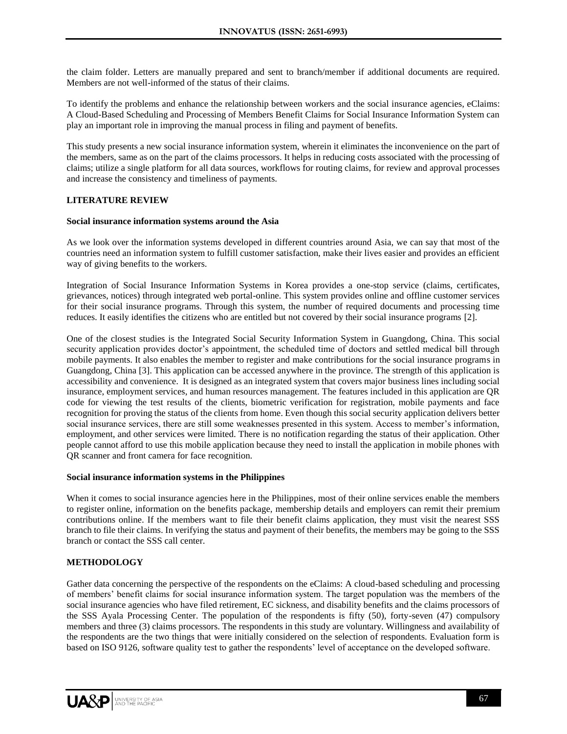the claim folder. Letters are manually prepared and sent to branch/member if additional documents are required. Members are not well-informed of the status of their claims.

To identify the problems and enhance the relationship between workers and the social insurance agencies, eClaims: A Cloud-Based Scheduling and Processing of Members Benefit Claims for Social Insurance Information System can play an important role in improving the manual process in filing and payment of benefits.

This study presents a new social insurance information system, wherein it eliminates the inconvenience on the part of the members, same as on the part of the claims processors. It helps in reducing costs associated with the processing of claims; utilize a single platform for all data sources, workflows for routing claims, for review and approval processes and increase the consistency and timeliness of payments.

## LITERATURE REVIEW

### Social insurance information systems around the Asia

As we look over the information systems developed in different countries around Asia, we can say that most of the countries need an information system to fulfill customer satisfaction, make their lives easier and provides an efficient way of giving benefits to the workers.

Integration of Social Insurance Information Systems in Korea provides a one-stop service (claims, certificates, grievances, notices) through integrated web portal-online. This system provides online and offline customer services for their social insurance programs. Through this system, the number of required documents and processing time reduces. It easily identifies the citizens who are entitled but not covered by their social insurance programs [2].

One of the closest studies is the Integrated Social Security Information System in Guangdong, China. This social security application provides doctor's appointment, the scheduled time of doctors and settled medical bill through mobile payments. It also enables the member to register and make contributions for the social insurance programs in Guangdong, China [3]. This application can be accessed anywhere in the province. The strength of this application is accessibility and convenience. It is designed as an integrated system that covers major business lines including social insurance, employment services, and human resources management. The features included in this application are QR code for viewing the test results of the clients, biometric verification for registration, mobile payments and face recognition for proving the status of the clients from home. Even though this social security application delivers better social insurance services, there are still some weaknesses presented in this system. Access to member's information, employment, and other services were limited. There is no notification regarding the status of their application. Other people cannot afford to use this mobile application because they need to install the application in mobile phones with QR scanner and front camera for face recognition.

### Social insurance information systems in the Philippines

When it comes to social insurance agencies here in the Philippines, most of their online services enable the members to register online, information on the benefits package, membership details and employers can remit their premium contributions online. If the members want to file their benefit claims application, they must visit the nearest SSS branch to file their claims. In verifying the status and payment of their benefits, the members may be going to the SSS branch or contact the SSS call center.

## METHODOLOGY

Gather data concerning the perspective of the respondents on the eClaims: A cloud-based scheduling and processing of members' benefit claims for social insurance information system. The target population was the members of the social insurance agencies who have filed retirement, EC sickness, and disability benefits and the claims processors of the SSS Ayala Processing Center. The population of the respondents is fifty (50), forty-seven (47) compulsory members and three (3) claims processors. The respondents in this study are voluntary. Willingness and availability of the respondents are the two things that were initially considered on the selection of respondents. Evaluation form is based on ISO 9126, software quality test to gather the respondents' level of acceptance on the developed software.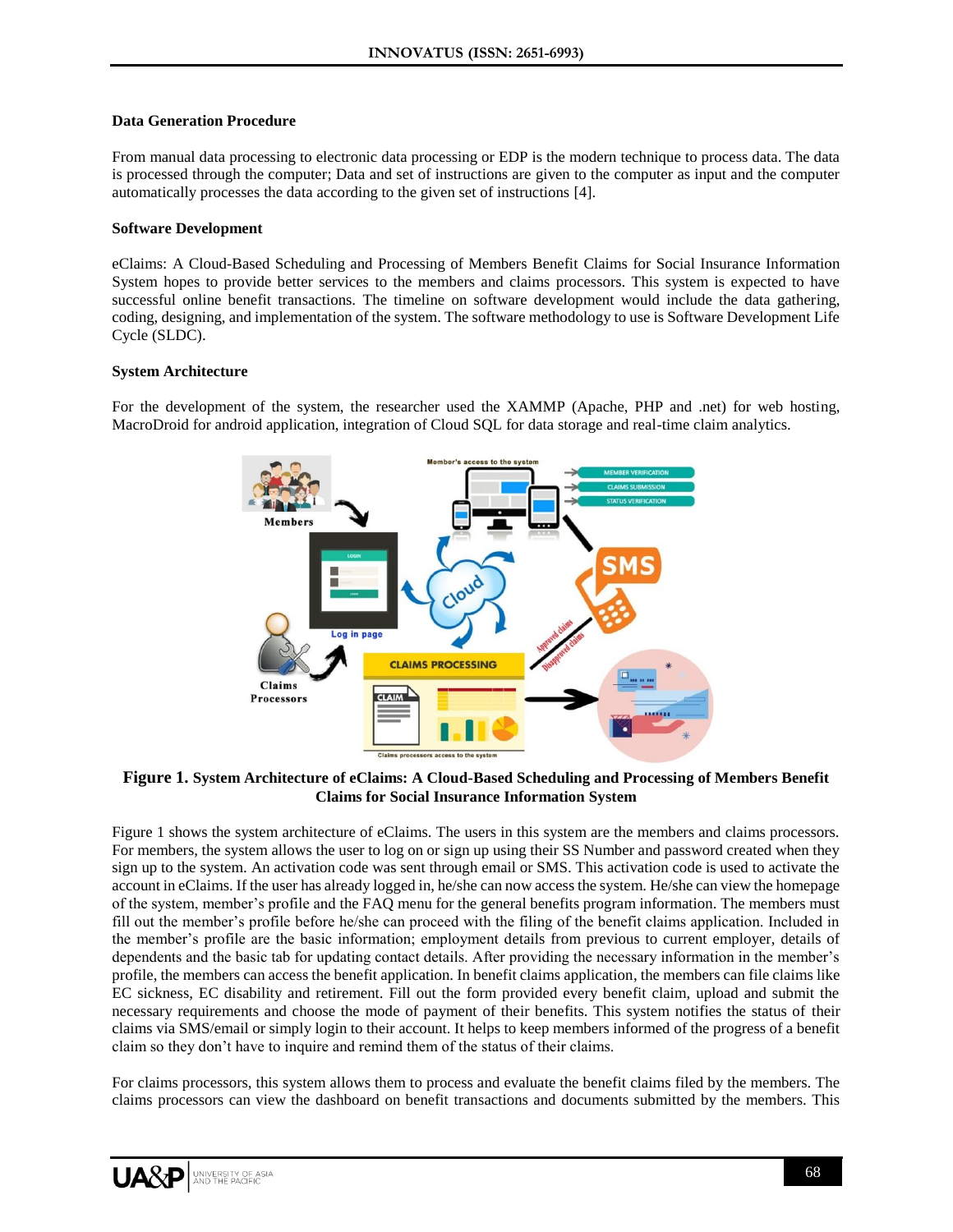### Data Generation Procedure

From manual data processing to electronic data processing or EDP is the modern technique to process data. The data is processed through the computer; Data and set of instructions are given to the computer as input and the computer automatically processes the data according to the given set of instructions [4].

### Software Development

eClaims: A Cloud-Based Scheduling and Processing of Members Benefit Claims for Social Insurance Information System hopes to provide better services to the members and claims processors. This system is expected to have successful online benefit transactions. The timeline on software development would include the data gathering, coding, designing, and implementation of the system. The software methodology to use is Software Development Life Cycle (SLDC).

### System Architecture

For the development of the system, the researcher used the XAMMP (Apache, PHP and .net) for web hosting, MacroDroid for android application, integration of Cloud SQL for data storage and real-time claim analytics.

**Figure 1. System Architecture of eClaims: A Cloud-Based Scheduling and Processing of Members Benefit Claims for Social Insurance Information System**

Figure 1 shows the system architecture of eClaims. The users in this system are the members and claims processors. For members, the system allows the user to log on or sign up using their SS Number and password created when they sign up to the system. An activation code was sent through email or SMS. This activation code is used to activate the account in eClaims. If the user has already logged in, he/she can now access the system. He/she can view the homepage of the system, member's profile and the FAQ menu for the general benefits program information. The members must fill out the member's profile before he/she can proceed with the filing of the benefit claims application. Included in the member's profile are the basic information; employment details from previous to current employer, details of dependents and the basic tab for updating contact details. After providing the necessary information in the member's profile, the members can access the benefit application. In benefit claims application, the members can file claims like EC sickness, EC disability and retirement. Fill out the form provided every benefit claim, upload and submit the necessary requirements and choose the mode of payment of their benefits. This system notifies the status of their claims via SMS/email or simply login to their account. It helps to keep members informed of the progress of a benefit claim so they don't have to inquire and remind them of the status of their claims.

For claims processors, this system allows them to process and evaluate the benefit claims filed by the members. The claims processors can view the dashboard on benefit transactions and documents submitted by the members. This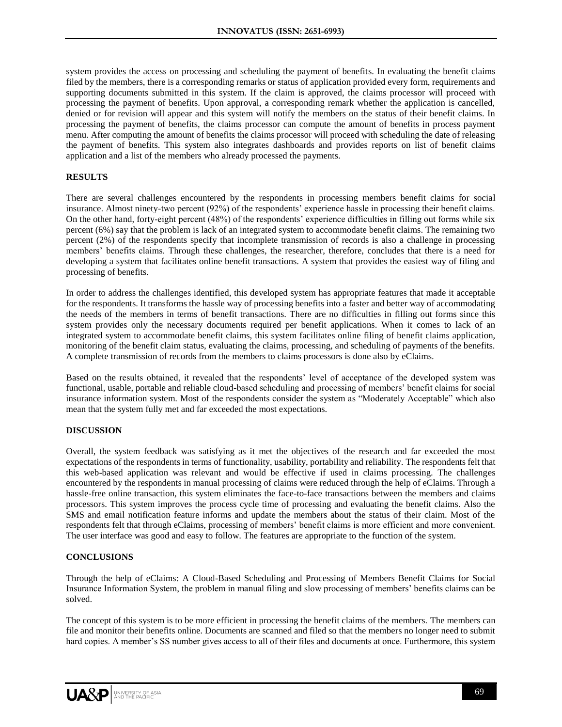system provides the access on processing and scheduling the payment of benefits. In evaluating the benefit claims filed by the members, there is a corresponding remarks or status of application provided every form, requirements and supporting documents submitted in this system. If the claim is approved, the claims processor will proceed with processing the payment of benefits. Upon approval, a corresponding remark whether the application is cancelled, denied or for revision will appear and this system will notify the members on the status of their benefit claims. In processing the payment of benefits, the claims processor can compute the amount of benefits in process payment menu. After computing the amount of benefits the claims processor will proceed with scheduling the date of releasing the payment of benefits. This system also integrates dashboards and provides reports on list of benefit claims application and a list of the members who already processed the payments.

## RESULTS

There are several challenges encountered by the respondents in processing members benefit claims for social insurance. Almost ninety-two percent (92%) of the respondents' experience hassle in processing their benefit claims. On the other hand, forty-eight percent (48%) of the respondents' experience difficulties in filling out forms while six percent (6%) say that the problem is lack of an integrated system to accommodate benefit claims. The remaining two percent (2%) of the respondents specify that incomplete transmission of records is also a challenge in processing members' benefits claims. Through these challenges, the researcher, therefore, concludes that there is a need for developing a system that facilitates online benefit transactions. A system that provides the easiest way of filing and processing of benefits.

In order to address the challenges identified, this developed system has appropriate features that made it acceptable for the respondents. It transforms the hassle way of processing benefits into a faster and better way of accommodating the needs of the members in terms of benefit transactions. There are no difficulties in filling out forms since this system provides only the necessary documents required per benefit applications. When it comes to lack of an integrated system to accommodate benefit claims, this system facilitates online filing of benefit claims application, monitoring of the benefit claim status, evaluating the claims, processing, and scheduling of payments of the benefits. A complete transmission of records from the members to claims processors is done also by eClaims.

Based on the results obtained, it revealed that the respondents' level of acceptance of the developed system was functional, usable, portable and reliable cloud-based scheduling and processing of members' benefit claims for social insurance information system. Most of the respondents consider the system as "Moderately Acceptable" which also mean that the system fully met and far exceeded the most expectations.

## DISCUSSION

Overall, the system feedback was satisfying as it met the objectives of the research and far exceeded the most expectations of the respondents in terms of functionality, usability, portability and reliability. The respondents felt that this web-based application was relevant and would be effective if used in claims processing. The challenges encountered by the respondents in manual processing of claims were reduced through the help of eClaims. Through a hassle-free online transaction, this system eliminates the face-to-face transactions between the members and claims processors. This system improves the process cycle time of processing and evaluating the benefit claims. Also the SMS and email notification feature informs and update the members about the status of their claim. Most of the respondents felt that through eClaims, processing of members' benefit claims is more efficient and more convenient. The user interface was good and easy to follow. The features are appropriate to the function of the system.

## CONCLUSIONS

Through the help of eClaims: A Cloud-Based Scheduling and Processing of Members Benefit Claims for Social Insurance Information System, the problem in manual filing and slow processing of members' benefits claims can be solved.

The concept of this system is to be more efficient in processing the benefit claims of the members. The members can file and monitor their benefits online. Documents are scanned and filed so that the members no longer need to submit hard copies. A member's SS number gives access to all of their files and documents at once. Furthermore, this system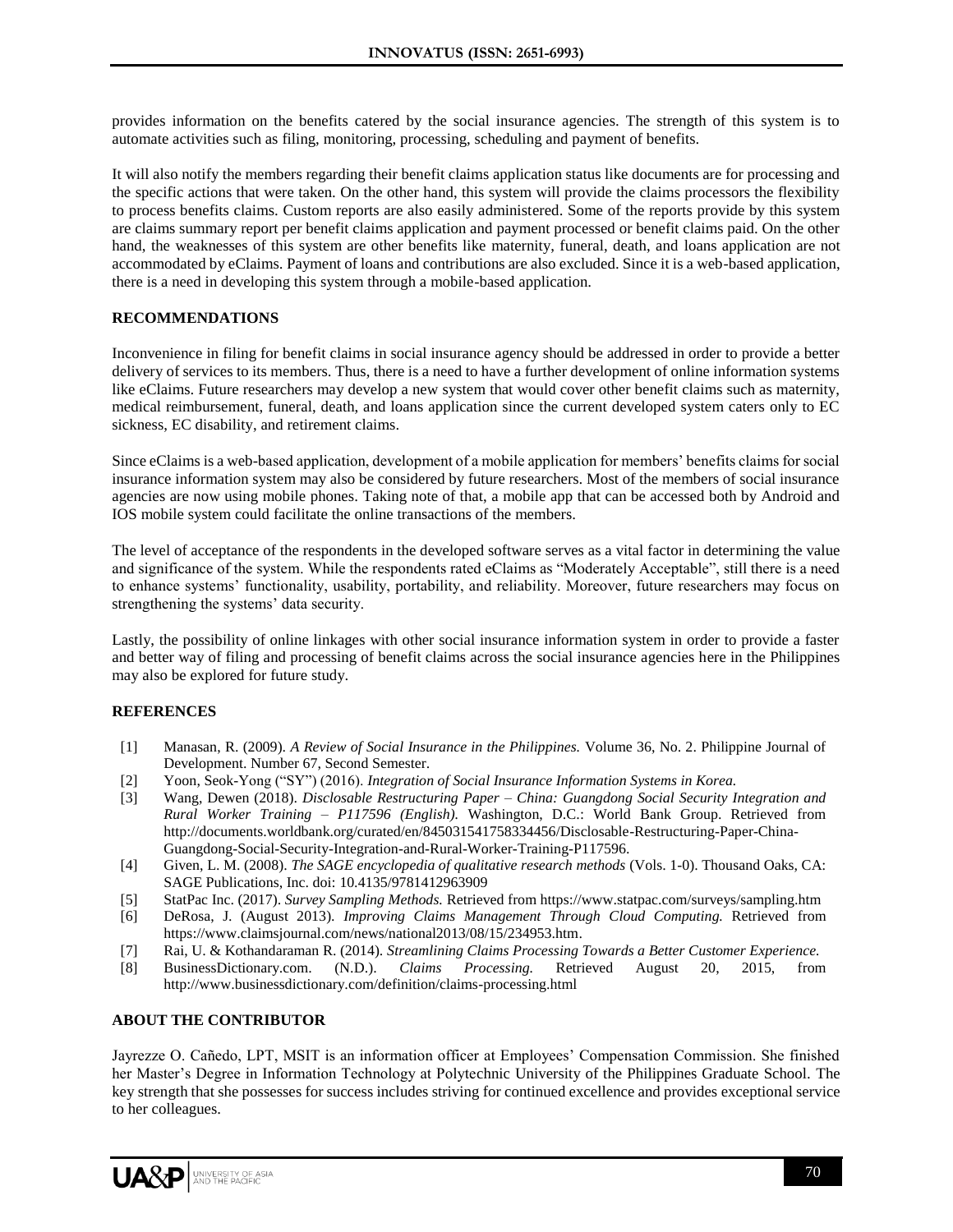provides information on the benefits catered by the social insurance agencies. The strength of this system is to automate activities such as filing, monitoring, processing, scheduling and payment of benefits.

It will also notify the members regarding their benefit claims application status like documents are for processing and the specific actions that were taken. On the other hand, this system will provide the claims processors the flexibility to process benefits claims. Custom reports are also easily administered. Some of the reports provide by this system are claims summary report per benefit claims application and payment processed or benefit claims paid. On the other hand, the weaknesses of this system are other benefits like maternity, funeral, death, and loans application are not accommodated by eClaims. Payment of loans and contributions are also excluded. Since it is a web-based application, there is a need in developing this system through a mobile-based application.

## RECOMMENDATIONS

Inconvenience in filing for benefit claims in social insurance agency should be addressed in order to provide a better delivery of services to its members. Thus, there is a need to have a further development of online information systems like eClaims. Future researchers may develop a new system that would cover other benefit claims such as maternity, medical reimbursement, funeral, death, and loans application since the current developed system caters only to EC sickness, EC disability, and retirement claims.

Since eClaims is a web-based application, development of a mobile application for members' benefits claims for social insurance information system may also be considered by future researchers. Most of the members of social insurance agencies are now using mobile phones. Taking note of that, a mobile app that can be accessed both by Android and IOS mobile system could facilitate the online transactions of the members.

The level of acceptance of the respondents in the developed software serves as a vital factor in determining the value and significance of the system. While the respondents rated eClaims as "Moderately Acceptable", still there is a need to enhance systems' functionality, usability, portability, and reliability. Moreover, future researchers may focus on strengthening the systems' data security.

Lastly, the possibility of online linkages with other social insurance information system in order to provide a faster and better way of filing and processing of benefit claims across the social insurance agencies here in the Philippines may also be explored for future study.

## REFERENCES

[1] Manasan, R. (2009). *A Review of Social Insurance in the Philippines.* Volume 36, No. 2. Philippine Journal of Development. Number 67, Second Semester.

[2] Yoon, Seok-Yong ("SY") (2016). *Integration of Social Insurance Information Systems in Korea.*

[3] Wang, Dewen (2018). *Disclosable Restructuring Paper – China: Guangdong Social Security Integration and Rural Worker Training – P117596 (English).* Washington, D.C.: World Bank Group. Retrieved from http://documents.worldbank.org/curated/en/845031541758334456/Disclosable-Restructuring-Paper-China-Guangdong-Social-Security-Integration-and-Rural-Worker-Training-P117596.

[4] Given, L. M. (2008). *The SAGE encyclopedia of qualitative research methods* (Vols. 1-0). Thousand Oaks, CA: SAGE Publications, Inc. doi: 10.4135/9781412963909

[5] StatPac Inc. (2017). *Survey Sampling Methods.* Retrieved from https://www.statpac.com/surveys/sampling.htm

[6] DeRosa, J. (August 2013). *Improving Claims Management Through Cloud Computing.* Retrieved from https://www.claimsjournal.com/news/national2013/08/15/234953.htm.

[7] Rai, U. & Kothandaraman R. (2014). *Streamlining Claims Processing Towards a Better Customer Experience.*

[8] BusinessDictionary.com. (N.D.). *Claims Processing.* Retrieved August 20, 2015, from http://www.businessdictionary.com/definition/claims-processing.html

## ABOUT THE CONTRIBUTOR

Jayrezze O. Cañedo, LPT, MSIT is an information officer at Employees' Compensation Commission. She finished her Master's Degree in Information Technology at Polytechnic University of the Philippines Graduate School. The key strength that she possesses for success includes striving for continued excellence and provides exceptional service to her colleagues.